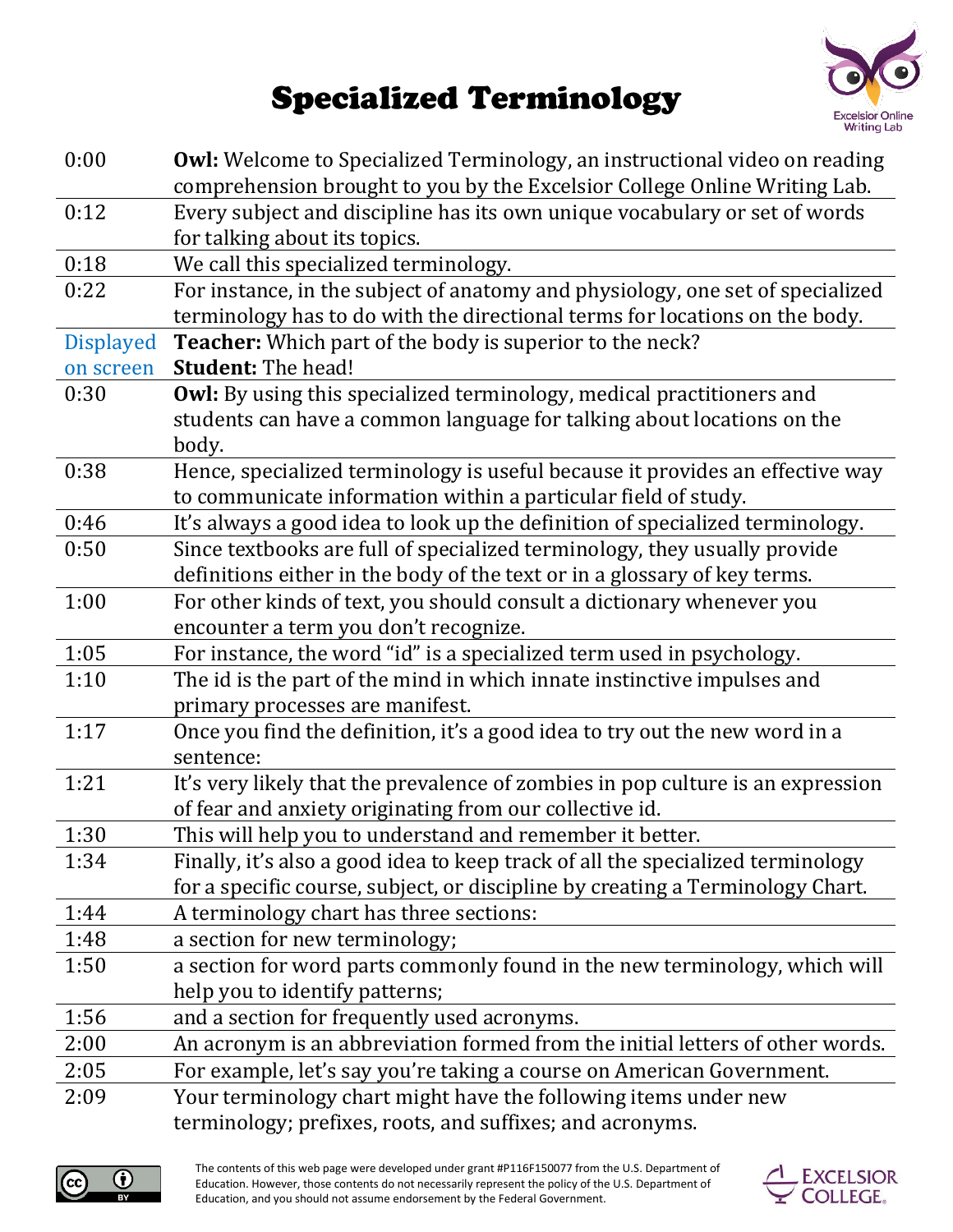# Specialized Terminology

| | |
|---|---|
| 0:00 | **Owl:** Welcome to Specialized Terminology, an instructional video on reading comprehension brought to you by the Excelsior College Online Writing Lab. |
| 0:12 | Every subject and discipline has its own unique vocabulary or set of words for talking about its topics. |
| 0:18 | We call this specialized terminology. |
| 0:22 | For instance, in the subject of anatomy and physiology, one set of specialized terminology has to do with the directional terms for locations on the body. |
| Displayed on screen | **Teacher:** Which part of the body is superior to the neck?<br>**Student:** The head! |
| 0:30 | **Owl:** By using this specialized terminology, medical practitioners and students can have a common language for talking about locations on the body. |
| 0:38 | Hence, specialized terminology is useful because it provides an effective way to communicate information within a particular field of study. |
| 0:46 | It's always a good idea to look up the definition of specialized terminology. |
| 0:50 | Since textbooks are full of specialized terminology, they usually provide definitions either in the body of the text or in a glossary of key terms. |
| 1:00 | For other kinds of text, you should consult a dictionary whenever you encounter a term you don't recognize. |
| 1:05 | For instance, the word "id" is a specialized term used in psychology. |
| 1:10 | The id is the part of the mind in which innate instinctive impulses and primary processes are manifest. |
| 1:17 | Once you find the definition, it's a good idea to try out the new word in a sentence: |
| 1:21 | It's very likely that the prevalence of zombies in pop culture is an expression of fear and anxiety originating from our collective id. |
| 1:30 | This will help you to understand and remember it better. |
| 1:34 | Finally, it's also a good idea to keep track of all the specialized terminology for a specific course, subject, or discipline by creating a Terminology Chart. |
| 1:44 | A terminology chart has three sections: |
| 1:48 | a section for new terminology; |
| 1:50 | a section for word parts commonly found in the new terminology, which will help you to identify patterns; |
| 1:56 | and a section for frequently used acronyms. |
| 2:00 | An acronym is an abbreviation formed from the initial letters of other words. |
| 2:05 | For example, let's say you're taking a course on American Government. |
| 2:09 | Your terminology chart might have the following items under new terminology; prefixes, roots, and suffixes; and acronyms. |

The contents of this web page were developed under grant #P116F150077 from the U.S. Department of Education. However, those contents do not necessarily represent the policy of the U.S. Department of Education, and you should not assume endorsement by the Federal Government.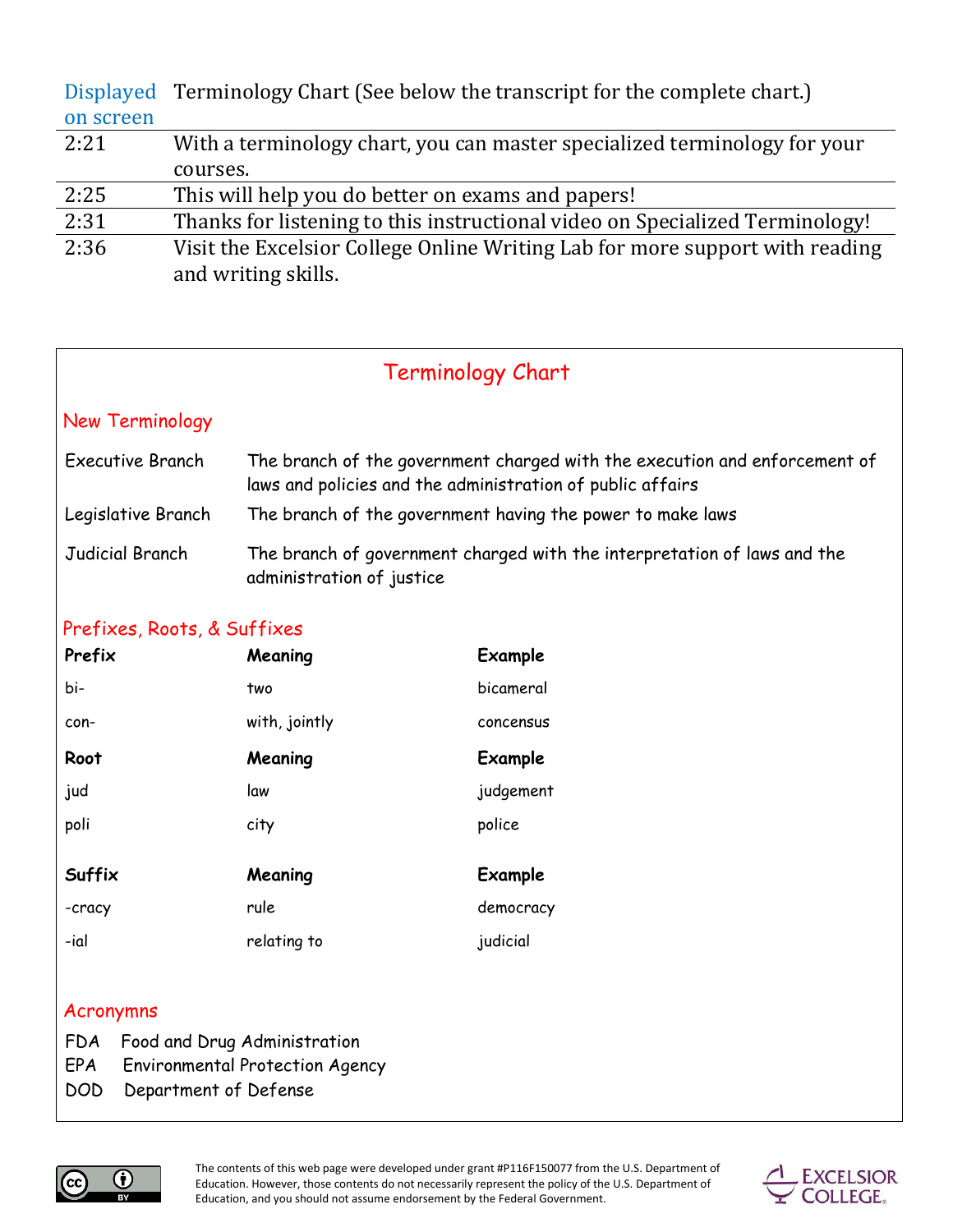| | |
|---|---|
| Displayed on screen | Terminology Chart (See below the transcript for the complete chart.) |
| 2:21 | With a terminology chart, you can master specialized terminology for your courses. |
| 2:25 | This will help you do better on exams and papers! |
| 2:31 | Thanks for listening to this instructional video on Specialized Terminology! |
| 2:36 | Visit the Excelsior College Online Writing Lab for more support with reading and writing skills. |

## Terminology Chart

### New Terminology

| | |
|---|---|
| Executive Branch | The branch of the government charged with the execution and enforcement of laws and policies and the administration of public affairs |
| Legislative Branch | The branch of the government having the power to make laws |
| Judicial Branch | The branch of government charged with the interpretation of laws and the administration of justice |

### Prefixes, Roots, & Suffixes

| Prefix | Meaning | Example |
|---|---|---|
| bi- | two | bicameral |
| con- | with, jointly | concensus |
| **Root** | **Meaning** | **Example** |
| jud | law | judgement |
| poli | city | police |
| **Suffix** | **Meaning** | **Example** |
| -cracy | rule | democracy |
| -ial | relating to | judicial |

### Acronymns

FDA Food and Drug Administration
EPA Environmental Protection Agency
DOD Department of Defense

The contents of this web page were developed under grant #P116F150077 from the U.S. Department of Education. However, those contents do not necessarily represent the policy of the U.S. Department of Education, and you should not assume endorsement by the Federal Government.